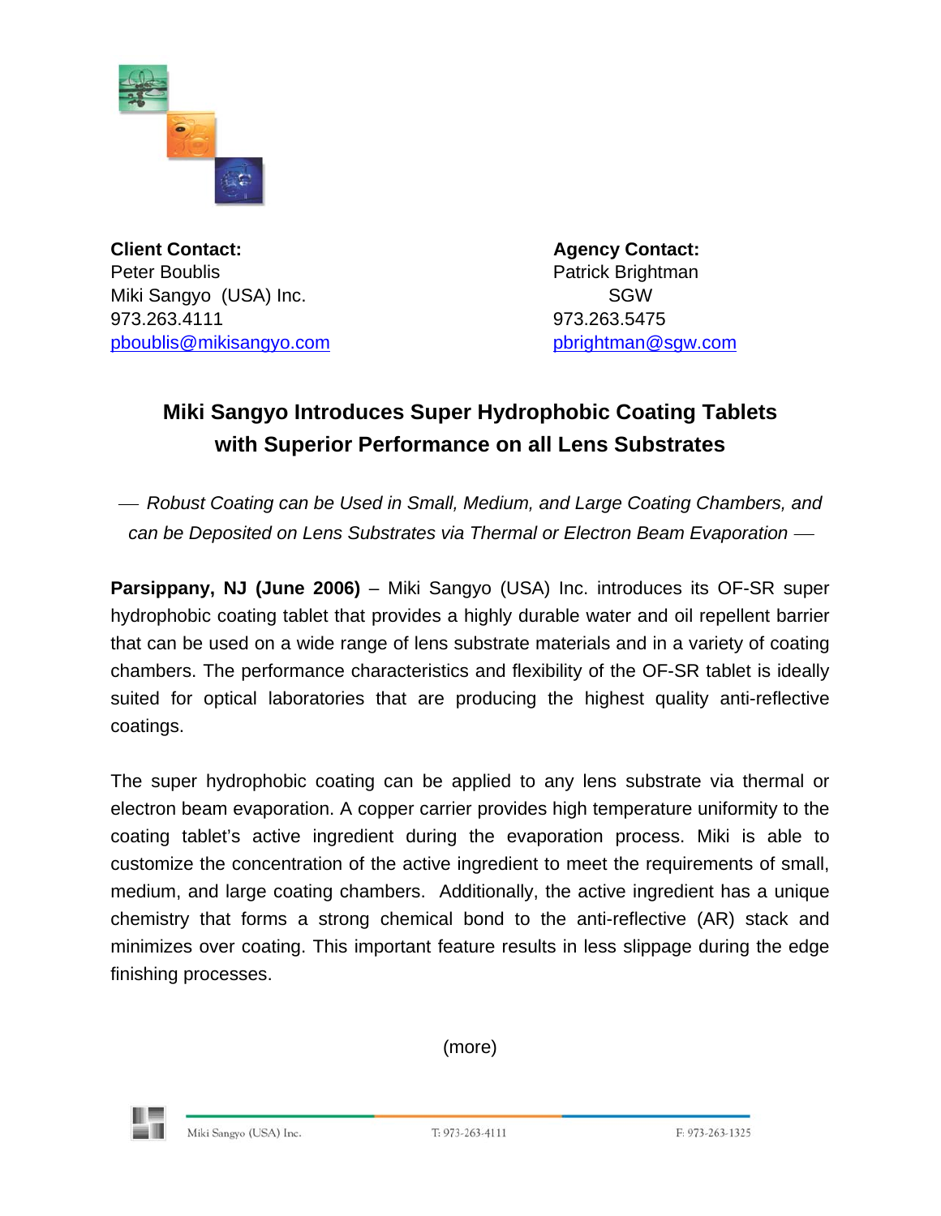**Client Contact:**
Peter Boublis
Miki Sangyo (USA) Inc.
973.263.4111
pboublis@mikisangyo.com

**Agency Contact:**
Patrick Brightman
SGW
973.263.5475
pbrightman@sgw.com

# Miki Sangyo Introduces Super Hydrophobic Coating Tablets with Superior Performance on all Lens Substrates

*— Robust Coating can be Used in Small, Medium, and Large Coating Chambers, and can be Deposited on Lens Substrates via Thermal or Electron Beam Evaporation —*

**Parsippany, NJ (June 2006)** – Miki Sangyo (USA) Inc. introduces its OF-SR super hydrophobic coating tablet that provides a highly durable water and oil repellent barrier that can be used on a wide range of lens substrate materials and in a variety of coating chambers. The performance characteristics and flexibility of the OF-SR tablet is ideally suited for optical laboratories that are producing the highest quality anti-reflective coatings.

The super hydrophobic coating can be applied to any lens substrate via thermal or electron beam evaporation. A copper carrier provides high temperature uniformity to the coating tablet's active ingredient during the evaporation process. Miki is able to customize the concentration of the active ingredient to meet the requirements of small, medium, and large coating chambers. Additionally, the active ingredient has a unique chemistry that forms a strong chemical bond to the anti-reflective (AR) stack and minimizes over coating. This important feature results in less slippage during the edge finishing processes.

(more)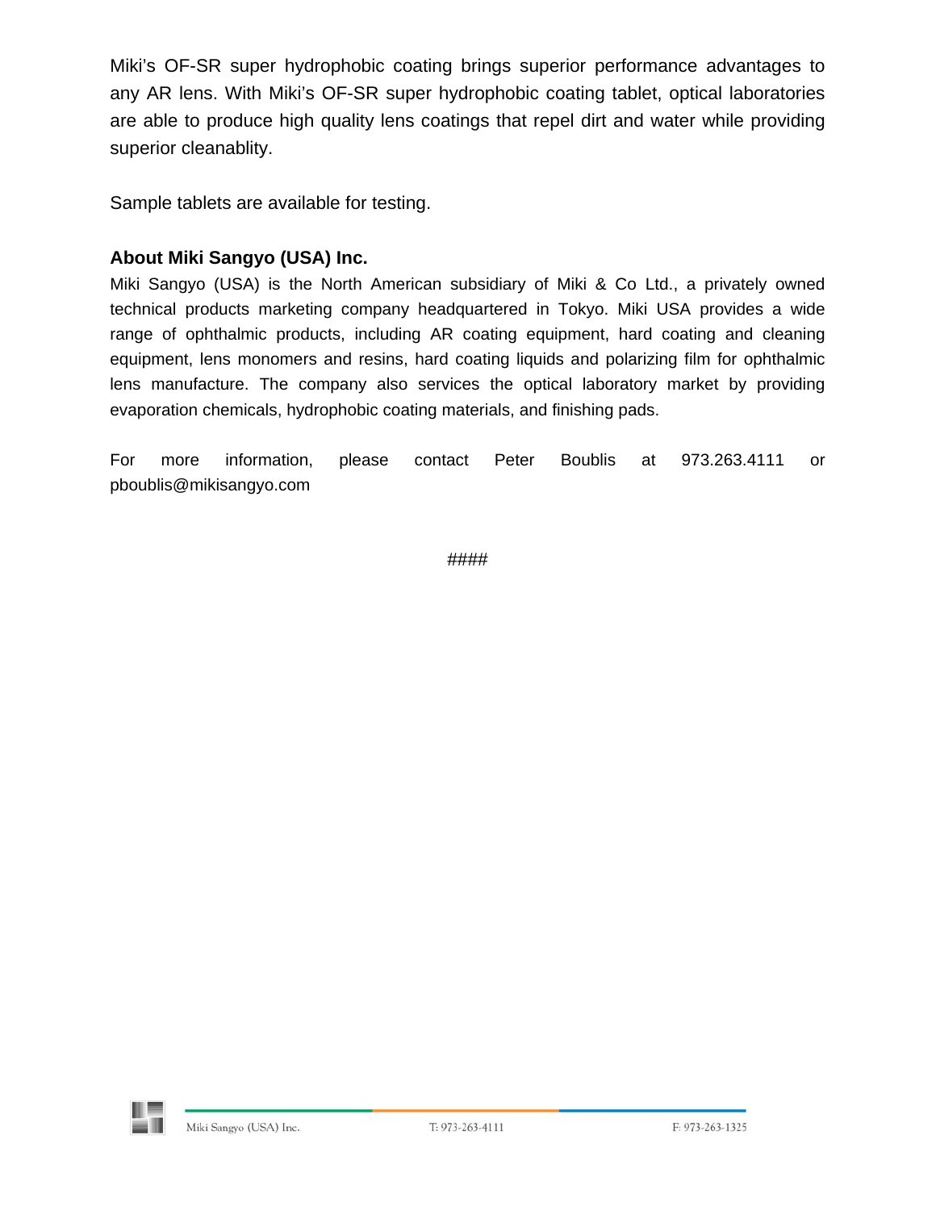Miki's OF-SR super hydrophobic coating brings superior performance advantages to any AR lens. With Miki's OF-SR super hydrophobic coating tablet, optical laboratories are able to produce high quality lens coatings that repel dirt and water while providing superior cleanablity.

Sample tablets are available for testing.

**About Miki Sangyo (USA) Inc.**

Miki Sangyo (USA) is the North American subsidiary of Miki & Co Ltd., a privately owned technical products marketing company headquartered in Tokyo. Miki USA provides a wide range of ophthalmic products, including AR coating equipment, hard coating and cleaning equipment, lens monomers and resins, hard coating liquids and polarizing film for ophthalmic lens manufacture. The company also services the optical laboratory market by providing evaporation chemicals, hydrophobic coating materials, and finishing pads.

For more information, please contact Peter Boublis at 973.263.4111 or pboublis@mikisangyo.com

####